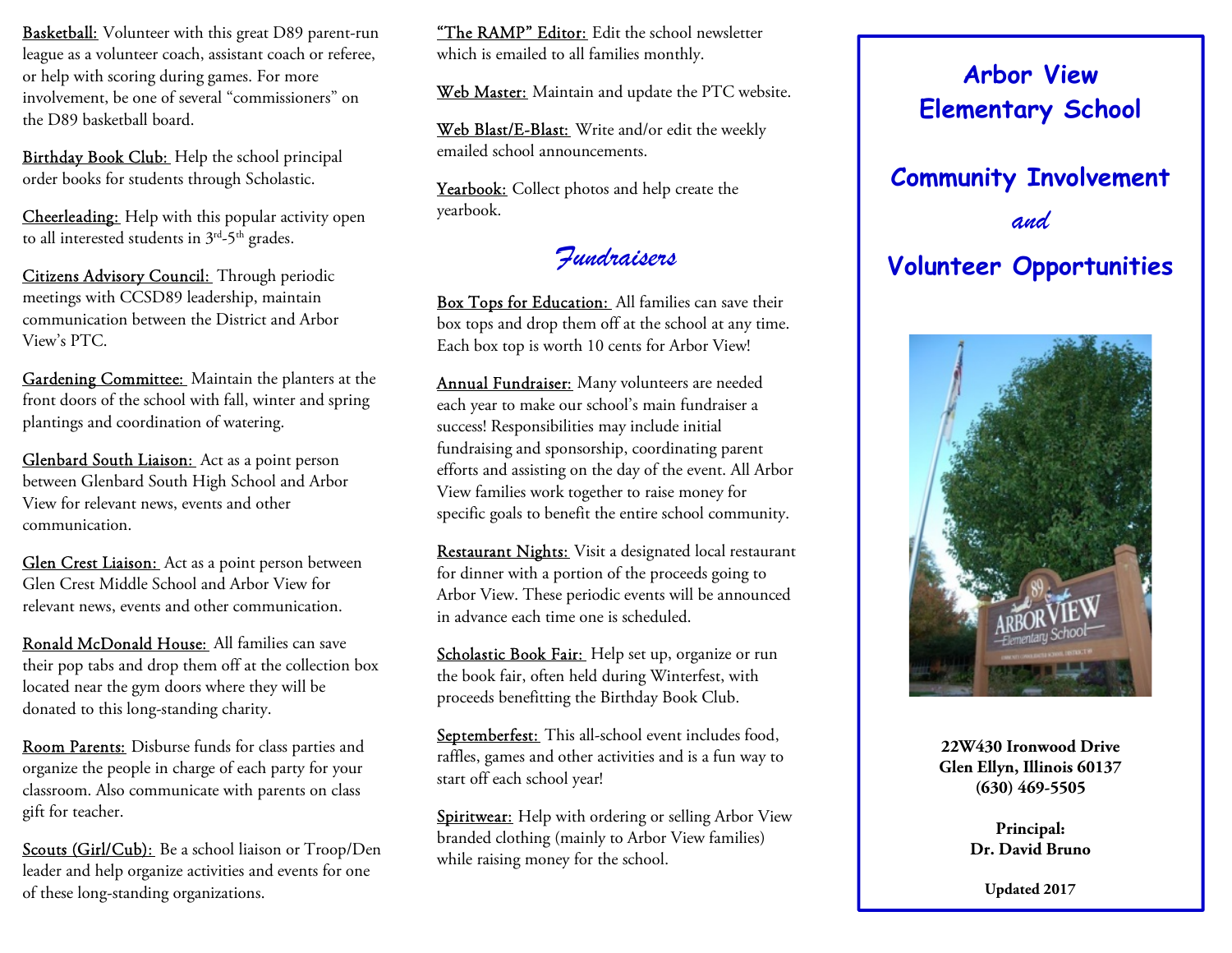**Basketball:** Volunteer with this great D89 parent-run league as a volunteer coach, assistant coach or referee, or help with scoring during games. For more involvement, be one of several "commissioners" on the D89 basketball board.

**Birthday Book Club:** Help the school principal order books for students through Scholastic.

**Cheerleading:** Help with this popular activity open to all interested students in 3rd-5th grades.

**Citizens Advisory Council:** Through periodic meetings with CCSD89 leadership, maintain communication between the District and Arbor View's PTC.

**Gardening Committee:** Maintain the planters at the front doors of the school with fall, winter and spring plantings and coordination of watering.

**Glenbard South Liaison:** Act as a point person between Glenbard South High School and Arbor View for relevant news, events and other communication.

**Glen Crest Liaison:** Act as a point person between Glen Crest Middle School and Arbor View for relevant news, events and other communication.

**Ronald McDonald House:** All families can save their pop tabs and drop them off at the collection box located near the gym doors where they will be donated to this long-standing charity.

**Room Parents:** Disburse funds for class parties and organize the people in charge of each party for your classroom. Also communicate with parents on class gift for teacher.

**Scouts (Girl/Cub):** Be a school liaison or Troop/Den leader and help organize activities and events for one of these long-standing organizations.

**"The RAMP" Editor:** Edit the school newsletter which is emailed to all families monthly.

**Web Master:** Maintain and update the PTC website.

**Web Blast/E-Blast:** Write and/or edit the weekly emailed school announcements.

**Yearbook:** Collect photos and help create the yearbook.

## *Fundraisers*

**Box Tops for Education:** All families can save their box tops and drop them off at the school at any time. Each box top is worth 10 cents for Arbor View!

**Annual Fundraiser:** Many volunteers are needed each year to make our school's main fundraiser a success! Responsibilities may include initial fundraising and sponsorship, coordinating parent efforts and assisting on the day of the event. All Arbor View families work together to raise money for specific goals to benefit the entire school community.

**Restaurant Nights:** Visit a designated local restaurant for dinner with a portion of the proceeds going to Arbor View. These periodic events will be announced in advance each time one is scheduled.

**Scholastic Book Fair:** Help set up, organize or run the book fair, often held during Winterfest, with proceeds benefitting the Birthday Book Club.

**Septemberfest:** This all-school event includes food, raffles, games and other activities and is a fun way to start off each school year!

**Spiritwear:** Help with ordering or selling Arbor View branded clothing (mainly to Arbor View families) while raising money for the school.

# Arbor View Elementary School

# Community Involvement *and* Volunteer Opportunities

**22W430 Ironwood Drive**
**Glen Ellyn, Illinois 60137**
**(630) 469-5505**

**Principal:**
**Dr. David Bruno**

**Updated 2017**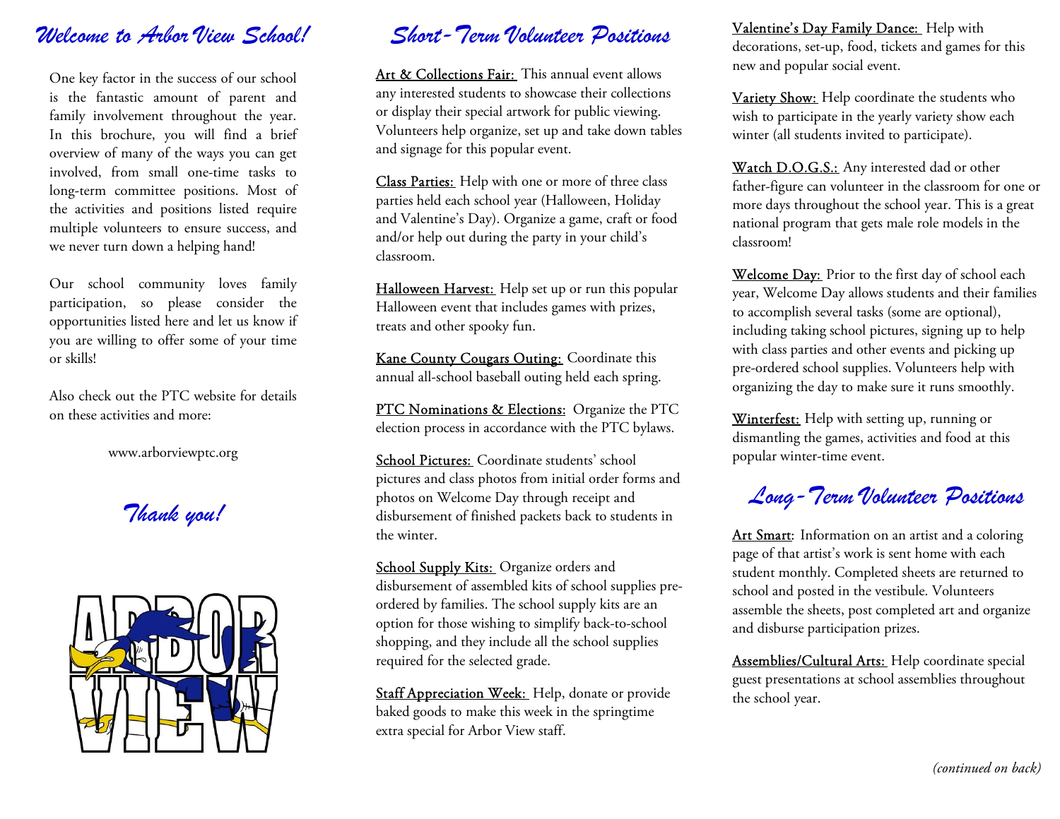# Welcome to Arbor View School!

One key factor in the success of our school is the fantastic amount of parent and family involvement throughout the year. In this brochure, you will find a brief overview of many of the ways you can get involved, from small one-time tasks to long-term committee positions. Most of the activities and positions listed require multiple volunteers to ensure success, and we never turn down a helping hand!

Our school community loves family participation, so please consider the opportunities listed here and let us know if you are willing to offer some of your time or skills!

Also check out the PTC website for details on these activities and more:

www.arborviewptc.org

*Thank you!*

# Short-Term Volunteer Positions

Art & Collections Fair: This annual event allows any interested students to showcase their collections or display their special artwork for public viewing. Volunteers help organize, set up and take down tables and signage for this popular event.

Class Parties: Help with one or more of three class parties held each school year (Halloween, Holiday and Valentine's Day). Organize a game, craft or food and/or help out during the party in your child's classroom.

Halloween Harvest: Help set up or run this popular Halloween event that includes games with prizes, treats and other spooky fun.

Kane County Cougars Outing: Coordinate this annual all-school baseball outing held each spring.

PTC Nominations & Elections: Organize the PTC election process in accordance with the PTC bylaws.

School Pictures: Coordinate students' school pictures and class photos from initial order forms and photos on Welcome Day through receipt and disbursement of finished packets back to students in the winter.

School Supply Kits: Organize orders and disbursement of assembled kits of school supplies pre-ordered by families. The school supply kits are an option for those wishing to simplify back-to-school shopping, and they include all the school supplies required for the selected grade.

Staff Appreciation Week: Help, donate or provide baked goods to make this week in the springtime extra special for Arbor View staff.

Valentine's Day Family Dance: Help with decorations, set-up, food, tickets and games for this new and popular social event.

Variety Show: Help coordinate the students who wish to participate in the yearly variety show each winter (all students invited to participate).

Watch D.O.G.S.: Any interested dad or other father-figure can volunteer in the classroom for one or more days throughout the school year. This is a great national program that gets male role models in the classroom!

Welcome Day: Prior to the first day of school each year, Welcome Day allows students and their families to accomplish several tasks (some are optional), including taking school pictures, signing up to help with class parties and other events and picking up pre-ordered school supplies. Volunteers help with organizing the day to make sure it runs smoothly.

Winterfest: Help with setting up, running or dismantling the games, activities and food at this popular winter-time event.

# Long-Term Volunteer Positions

Art Smart: Information on an artist and a coloring page of that artist's work is sent home with each student monthly. Completed sheets are returned to school and posted in the vestibule. Volunteers assemble the sheets, post completed art and organize and disburse participation prizes.

Assemblies/Cultural Arts: Help coordinate special guest presentations at school assemblies throughout the school year.

*(continued on back)*